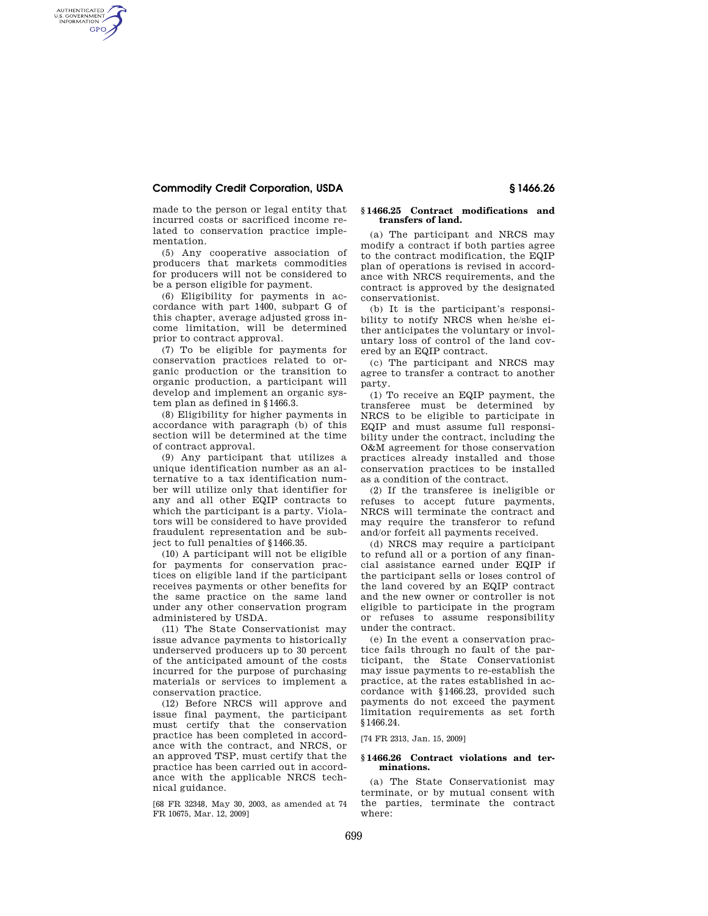made to the person or legal entity that incurred costs or sacrificed income related to conservation practice implementation.

(5) Any cooperative association of producers that markets commodities for producers will not be considered to be a person eligible for payment.

(6) Eligibility for payments in accordance with part 1400, subpart G of this chapter, average adjusted gross income limitation, will be determined prior to contract approval.

(7) To be eligible for payments for conservation practices related to organic production or the transition to organic production, a participant will develop and implement an organic system plan as defined in §1466.3.

(8) Eligibility for higher payments in accordance with paragraph (b) of this section will be determined at the time of contract approval.

(9) Any participant that utilizes a unique identification number as an alternative to a tax identification number will utilize only that identifier for any and all other EQIP contracts to which the participant is a party. Violators will be considered to have provided fraudulent representation and be subject to full penalties of §1466.35.

(10) A participant will not be eligible for payments for conservation practices on eligible land if the participant receives payments or other benefits for the same practice on the same land under any other conservation program administered by USDA.

(11) The State Conservationist may issue advance payments to historically underserved producers up to 30 percent of the anticipated amount of the costs incurred for the purpose of purchasing materials or services to implement a conservation practice.

(12) Before NRCS will approve and issue final payment, the participant must certify that the conservation practice has been completed in accordance with the contract, and NRCS, or an approved TSP, must certify that the practice has been carried out in accordance with the applicable NRCS technical guidance.

[68 FR 32348, May 30, 2003, as amended at 74 FR 10675, Mar. 12, 2009]

## § 1466.25 Contract modifications and transfers of land.

(a) The participant and NRCS may modify a contract if both parties agree to the contract modification, the EQIP plan of operations is revised in accordance with NRCS requirements, and the contract is approved by the designated conservationist.

(b) It is the participant's responsibility to notify NRCS when he/she either anticipates the voluntary or involuntary loss of control of the land covered by an EQIP contract.

(c) The participant and NRCS may agree to transfer a contract to another party.

(1) To receive an EQIP payment, the transferee must be determined by NRCS to be eligible to participate in EQIP and must assume full responsibility under the contract, including the O&M agreement for those conservation practices already installed and those conservation practices to be installed as a condition of the contract.

(2) If the transferee is ineligible or refuses to accept future payments, NRCS will terminate the contract and may require the transferor to refund and/or forfeit all payments received.

(d) NRCS may require a participant to refund all or a portion of any financial assistance earned under EQIP if the participant sells or loses control of the land covered by an EQIP contract and the new owner or controller is not eligible to participate in the program or refuses to assume responsibility under the contract.

(e) In the event a conservation practice fails through no fault of the participant, the State Conservationist may issue payments to re-establish the practice, at the rates established in accordance with §1466.23, provided such payments do not exceed the payment limitation requirements as set forth §1466.24.

[74 FR 2313, Jan. 15, 2009]

## § 1466.26 Contract violations and terminations.

(a) The State Conservationist may terminate, or by mutual consent with the parties, terminate the contract where: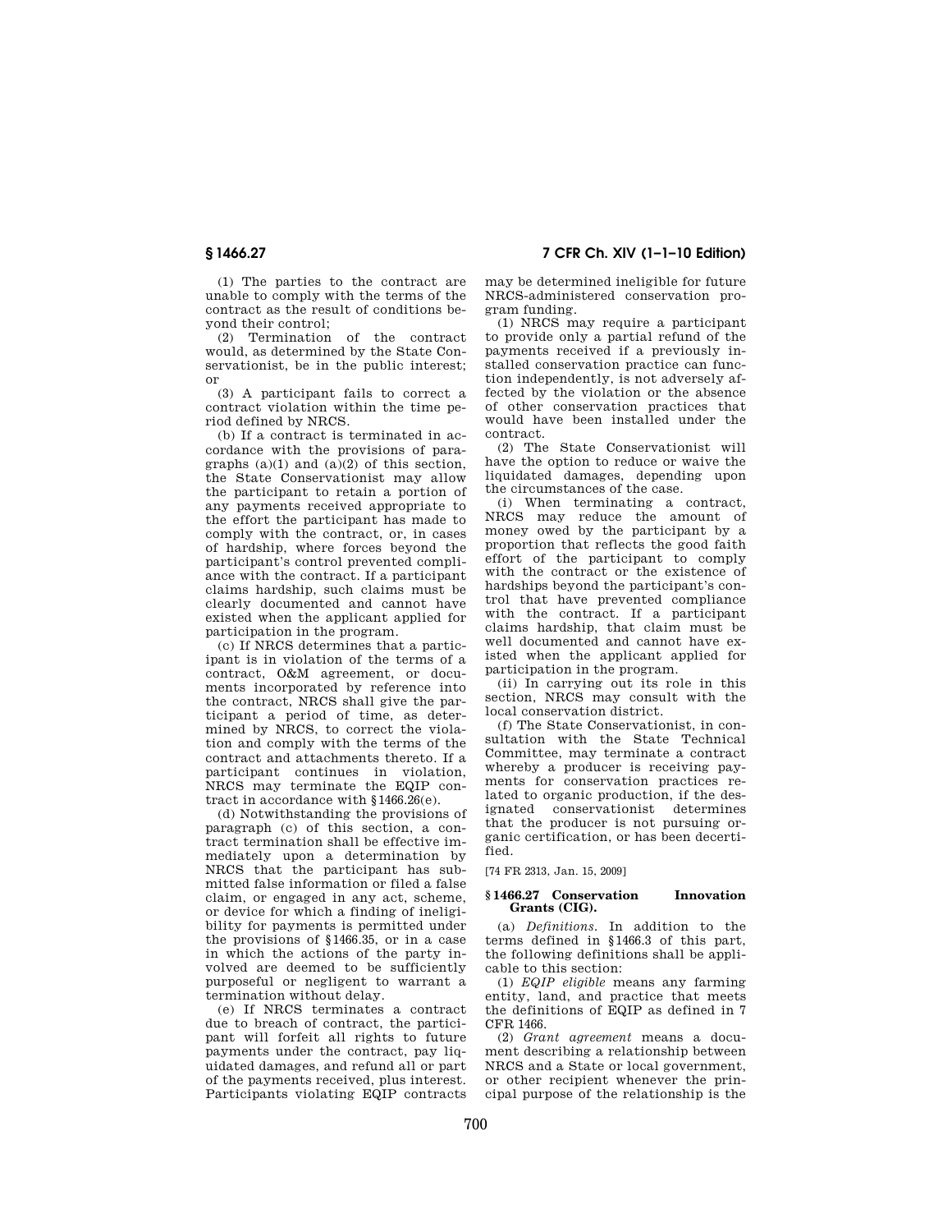(1) The parties to the contract are unable to comply with the terms of the contract as the result of conditions beyond their control;

(2) Termination of the contract would, as determined by the State Conservationist, be in the public interest; or

(3) A participant fails to correct a contract violation within the time period defined by NRCS.

(b) If a contract is terminated in accordance with the provisions of paragraphs (a)(1) and (a)(2) of this section, the State Conservationist may allow the participant to retain a portion of any payments received appropriate to the effort the participant has made to comply with the contract, or, in cases of hardship, where forces beyond the participant's control prevented compliance with the contract. If a participant claims hardship, such claims must be clearly documented and cannot have existed when the applicant applied for participation in the program.

(c) If NRCS determines that a participant is in violation of the terms of a contract, O&M agreement, or documents incorporated by reference into the contract, NRCS shall give the participant a period of time, as determined by NRCS, to correct the violation and comply with the terms of the contract and attachments thereto. If a participant continues in violation, NRCS may terminate the EQIP contract in accordance with §1466.26(e).

(d) Notwithstanding the provisions of paragraph (c) of this section, a contract termination shall be effective immediately upon a determination by NRCS that the participant has submitted false information or filed a false claim, or engaged in any act, scheme, or device for which a finding of ineligibility for payments is permitted under the provisions of §1466.35, or in a case in which the actions of the party involved are deemed to be sufficiently purposeful or negligent to warrant a termination without delay.

(e) If NRCS terminates a contract due to breach of contract, the participant will forfeit all rights to future payments under the contract, pay liquidated damages, and refund all or part of the payments received, plus interest. Participants violating EQIP contracts may be determined ineligible for future NRCS-administered conservation program funding.

(1) NRCS may require a participant to provide only a partial refund of the payments received if a previously installed conservation practice can function independently, is not adversely affected by the violation or the absence of other conservation practices that would have been installed under the contract.

(2) The State Conservationist will have the option to reduce or waive the liquidated damages, depending upon the circumstances of the case.

(i) When terminating a contract, NRCS may reduce the amount of money owed by the participant by a proportion that reflects the good faith effort of the participant to comply with the contract or the existence of hardships beyond the participant's control that have prevented compliance with the contract. If a participant claims hardship, that claim must be well documented and cannot have existed when the applicant applied for participation in the program.

(ii) In carrying out its role in this section, NRCS may consult with the local conservation district.

(f) The State Conservationist, in consultation with the State Technical Committee, may terminate a contract whereby a producer is receiving payments for conservation practices related to organic production, if the designated conservationist determines that the producer is not pursuing organic certification, or has been decertified.

[74 FR 2313, Jan. 15, 2009]

### §1466.27 Conservation Innovation Grants (CIG).

(a) *Definitions.* In addition to the terms defined in §1466.3 of this part, the following definitions shall be applicable to this section:

(1) *EQIP eligible* means any farming entity, land, and practice that meets the definitions of EQIP as defined in 7 CFR 1466.

(2) *Grant agreement* means a document describing a relationship between NRCS and a State or local government, or other recipient whenever the principal purpose of the relationship is the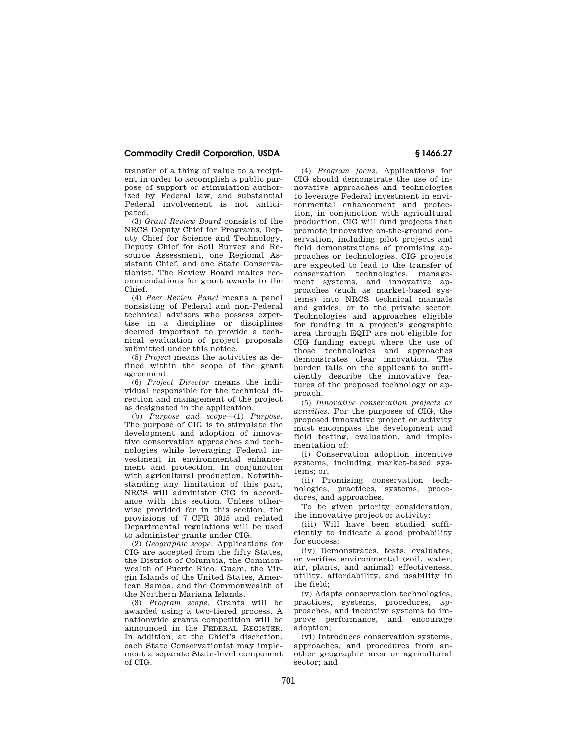transfer of a thing of value to a recipient in order to accomplish a public purpose of support or stimulation authorized by Federal law, and substantial Federal involvement is not anticipated.

(3) *Grant Review Board* consists of the NRCS Deputy Chief for Programs, Deputy Chief for Science and Technology, Deputy Chief for Soil Survey and Resource Assessment, one Regional Assistant Chief, and one State Conservationist. The Review Board makes recommendations for grant awards to the Chief.

(4) *Peer Review Panel* means a panel consisting of Federal and non-Federal technical advisors who possess expertise in a discipline or disciplines deemed important to provide a technical evaluation of project proposals submitted under this notice.

(5) *Project* means the activities as defined within the scope of the grant agreement.

(6) *Project Director* means the individual responsible for the technical direction and management of the project as designated in the application.

(b) *Purpose and scope*—(1) *Purpose.* The purpose of CIG is to stimulate the development and adoption of innovative conservation approaches and technologies while leveraging Federal investment in environmental enhancement and protection, in conjunction with agricultural production. Notwithstanding any limitation of this part, NRCS will administer CIG in accordance with this section. Unless otherwise provided for in this section, the provisions of 7 CFR 3015 and related Departmental regulations will be used to administer grants under CIG.

(2) *Geographic scope.* Applications for CIG are accepted from the fifty States, the District of Columbia, the Commonwealth of Puerto Rico, Guam, the Virgin Islands of the United States, American Samoa, and the Commonwealth of the Northern Mariana Islands.

(3) *Program scope.* Grants will be awarded using a two-tiered process. A nationwide grants competition will be announced in the FEDERAL REGISTER. In addition, at the Chief's discretion, each State Conservationist may implement a separate State-level component of CIG.

(4) *Program focus.* Applications for CIG should demonstrate the use of innovative approaches and technologies to leverage Federal investment in environmental enhancement and protection, in conjunction with agricultural production. CIG will fund projects that promote innovative on-the-ground conservation, including pilot projects and field demonstrations of promising approaches or technologies. CIG projects are expected to lead to the transfer of conservation technologies, management systems, and innovative approaches (such as market-based systems) into NRCS technical manuals and guides, or to the private sector. Technologies and approaches eligible for funding in a project's geographic area through EQIP are not eligible for CIG funding except where the use of those technologies and approaches demonstrates clear innovation. The burden falls on the applicant to sufficiently describe the innovative features of the proposed technology or approach.

(5) *Innovative conservation projects or activities.* For the purposes of CIG, the proposed innovative project or activity must encompass the development and field testing, evaluation, and implementation of:

(i) Conservation adoption incentive systems, including market-based systems; or,

(ii) Promising conservation technologies, practices, systems, procedures, and approaches.

To be given priority consideration, the innovative project or activity:

(iii) Will have been studied sufficiently to indicate a good probability for success;

(iv) Demonstrates, tests, evaluates, or verifies environmental (soil, water, air, plants, and animal) effectiveness, utility, affordability, and usability in the field;

(v) Adapts conservation technologies, practices, systems, procedures, approaches, and incentive systems to improve performance, and encourage adoption;

(vi) Introduces conservation systems, approaches, and procedures from another geographic area or agricultural sector; and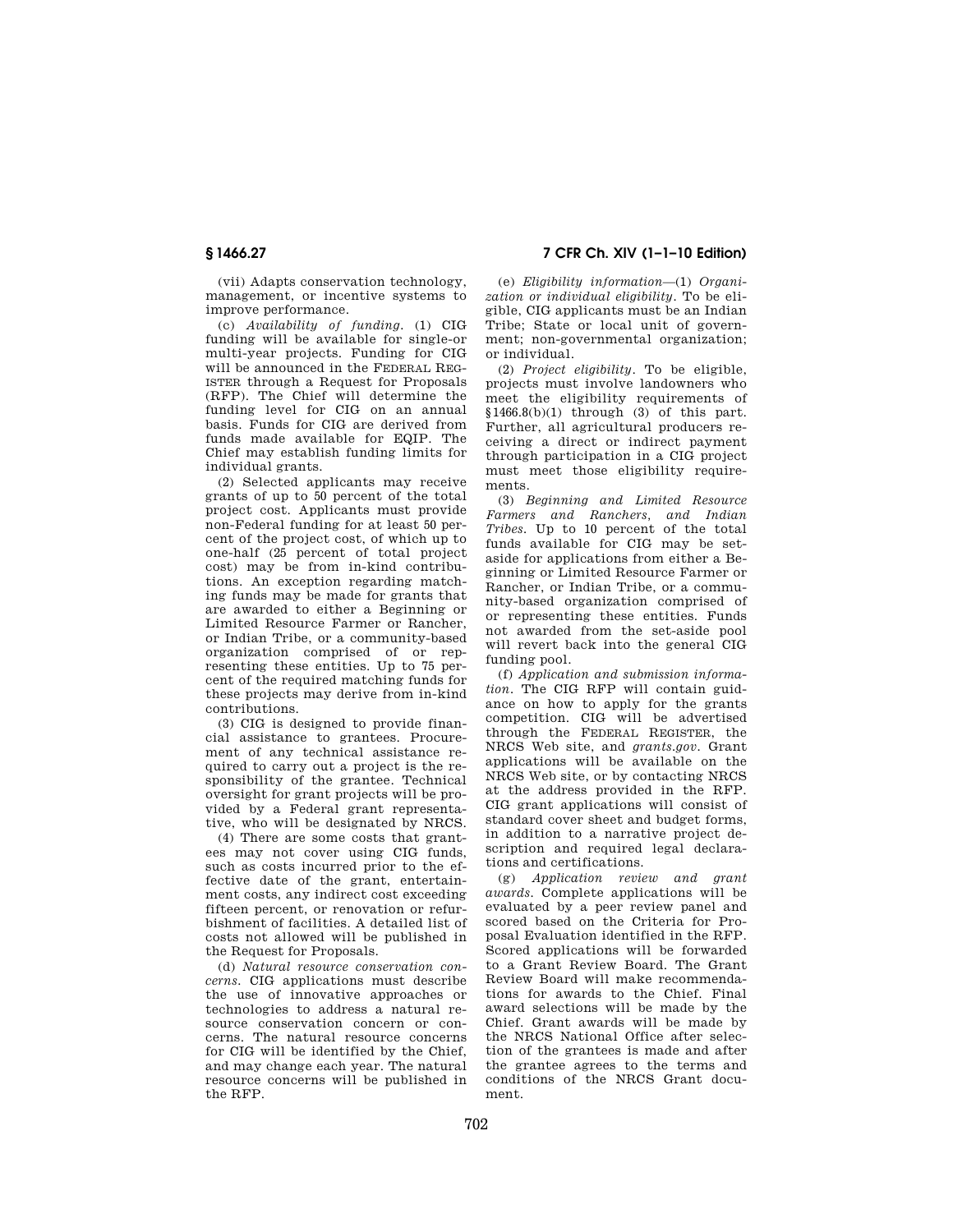(vii) Adapts conservation technology, management, or incentive systems to improve performance.

(c) *Availability of funding.* (1) CIG funding will be available for single-or multi-year projects. Funding for CIG will be announced in the FEDERAL REGISTER through a Request for Proposals (RFP). The Chief will determine the funding level for CIG on an annual basis. Funds for CIG are derived from funds made available for EQIP. The Chief may establish funding limits for individual grants.

(2) Selected applicants may receive grants of up to 50 percent of the total project cost. Applicants must provide non-Federal funding for at least 50 percent of the project cost, of which up to one-half (25 percent of total project cost) may be from in-kind contributions. An exception regarding matching funds may be made for grants that are awarded to either a Beginning or Limited Resource Farmer or Rancher, or Indian Tribe, or a community-based organization comprised of or representing these entities. Up to 75 percent of the required matching funds for these projects may derive from in-kind contributions.

(3) CIG is designed to provide financial assistance to grantees. Procurement of any technical assistance required to carry out a project is the responsibility of the grantee. Technical oversight for grant projects will be provided by a Federal grant representative, who will be designated by NRCS.

(4) There are some costs that grantees may not cover using CIG funds, such as costs incurred prior to the effective date of the grant, entertainment costs, any indirect cost exceeding fifteen percent, or renovation or refurbishment of facilities. A detailed list of costs not allowed will be published in the Request for Proposals.

(d) *Natural resource conservation concerns.* CIG applications must describe the use of innovative approaches or technologies to address a natural resource conservation concern or concerns. The natural resource concerns for CIG will be identified by the Chief, and may change each year. The natural resource concerns will be published in the RFP.

(e) *Eligibility information*—(1) *Organization or individual eligibility.* To be eligible, CIG applicants must be an Indian Tribe; State or local unit of government; non-governmental organization; or individual.

(2) *Project eligibility.* To be eligible, projects must involve landowners who meet the eligibility requirements of §1466.8(b)(1) through (3) of this part. Further, all agricultural producers receiving a direct or indirect payment through participation in a CIG project must meet those eligibility requirements.

(3) *Beginning and Limited Resource Farmers and Ranchers, and Indian Tribes.* Up to 10 percent of the total funds available for CIG may be set-aside for applications from either a Beginning or Limited Resource Farmer or Rancher, or Indian Tribe, or a community-based organization comprised of or representing these entities. Funds not awarded from the set-aside pool will revert back into the general CIG funding pool.

(f) *Application and submission information.* The CIG RFP will contain guidance on how to apply for the grants competition. CIG will be advertised through the FEDERAL REGISTER, the NRCS Web site, and *grants.gov*. Grant applications will be available on the NRCS Web site, or by contacting NRCS at the address provided in the RFP. CIG grant applications will consist of standard cover sheet and budget forms, in addition to a narrative project description and required legal declarations and certifications.

(g) *Application review and grant awards.* Complete applications will be evaluated by a peer review panel and scored based on the Criteria for Proposal Evaluation identified in the RFP. Scored applications will be forwarded to a Grant Review Board. The Grant Review Board will make recommendations for awards to the Chief. Final award selections will be made by the Chief. Grant awards will be made by the NRCS National Office after selection of the grantees is made and after the grantee agrees to the terms and conditions of the NRCS Grant document.